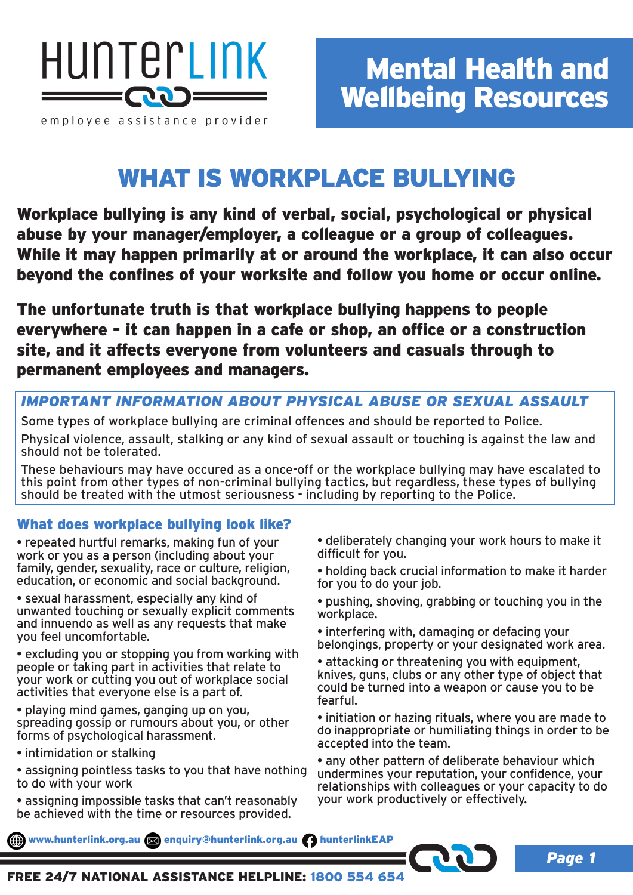# HunterLink

employee assistance provider

## Mental Health and Wellbeing Resources

# WHAT IS WORKPLACE BULLYING

**Workplace bullying is any kind of verbal, social, psychological or physical abuse by your manager/employer, a colleague or a group of colleagues. While it may happen primarily at or around the workplace, it can also occur beyond the confines of your worksite and follow you home or occur online.**

**The unfortunate truth is that workplace bullying happens to people everywhere - it can happen in a cafe or shop, an office or a construction site, and it affects everyone from volunteers and casuals through to permanent employees and managers.**

### *IMPORTANT INFORMATION ABOUT PHYSICAL ABUSE OR SEXUAL ASSAULT*

Some types of workplace bullying are criminal offences and should be reported to Police.

Physical violence, assault, stalking or any kind of sexual assault or touching is against the law and should not be tolerated.

These behaviours may have occured as a once-off or the workplace bullying may have escalated to this point from other types of non-criminal bullying tactics, but regardless, these types of bullying should be treated with the utmost seriousness - including by reporting to the Police.

### What does workplace bullying look like?

- repeated hurtful remarks, making fun of your work or you as a person (including about your family, gender, sexuality, race or culture, religion, education, or economic and social background.
- sexual harassment, especially any kind of unwanted touching or sexually explicit comments and innuendo as well as any requests that make you feel uncomfortable.
- excluding you or stopping you from working with people or taking part in activities that relate to your work or cutting you out of workplace social activities that everyone else is a part of.
- playing mind games, ganging up on you, spreading gossip or rumours about you, or other forms of psychological harassment.
- intimidation or stalking
- assigning pointless tasks to you that have nothing to do with your work
- assigning impossible tasks that can't reasonably be achieved with the time or resources provided.
- deliberately changing your work hours to make it difficult for you.
- holding back crucial information to make it harder for you to do your job.
- pushing, shoving, grabbing or touching you in the workplace.
- interfering with, damaging or defacing your belongings, property or your designated work area.
- attacking or threatening you with equipment, knives, guns, clubs or any other type of object that could be turned into a weapon or cause you to be fearful.
- initiation or hazing rituals, where you are made to do inappropriate or humiliating things in order to be accepted into the team.
- any other pattern of deliberate behaviour which undermines your reputation, your confidence, your relationships with colleagues or your capacity to do your work productively or effectively.

www.hunterlink.org.au | enquiry@hunterlink.org.au | hunterlinkEAP

**FREE 24/7 NATIONAL ASSISTANCE HELPLINE: 1800 554 654**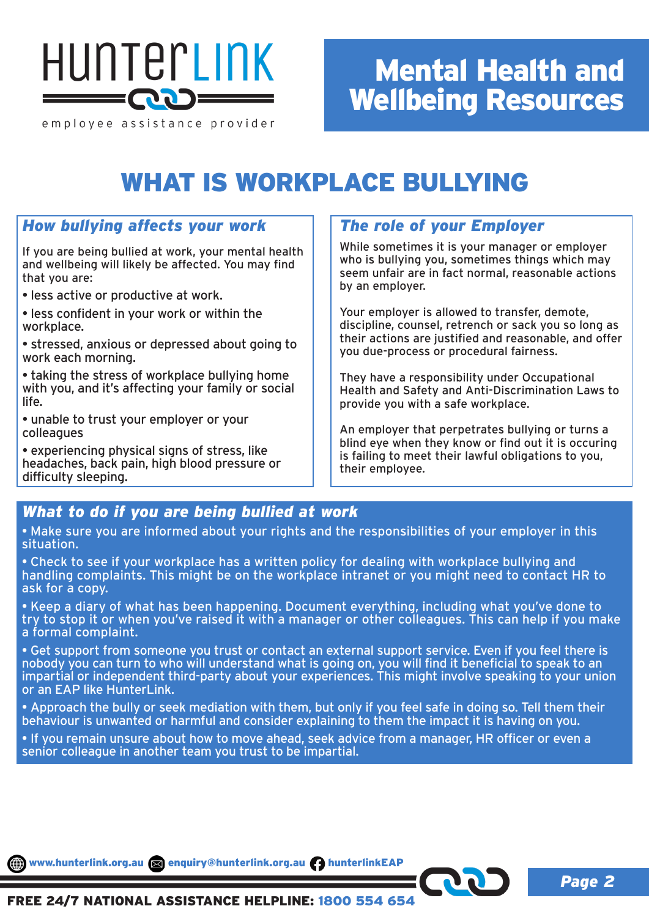# Mental Health and Wellbeing Resources

# WHAT IS WORKPLACE BULLYING

## *How bullying affects your work*

If you are being bullied at work, your mental health and wellbeing will likely be affected. You may find that you are:

- less active or productive at work.
- less confident in your work or within the workplace.
- stressed, anxious or depressed about going to work each morning.
- taking the stress of workplace bullying home with you, and it's affecting your family or social life.
- unable to trust your employer or your colleagues
- experiencing physical signs of stress, like headaches, back pain, high blood pressure or difficulty sleeping.

## *The role of your Employer*

While sometimes it is your manager or employer who is bullying you, sometimes things which may seem unfair are in fact normal, reasonable actions by an employer.

Your employer is allowed to transfer, demote, discipline, counsel, retrench or sack you so long as their actions are justified and reasonable, and offer you due-process or procedural fairness.

They have a responsibility under Occupational Health and Safety and Anti-Discrimination Laws to provide you with a safe workplace.

An employer that perpetrates bullying or turns a blind eye when they know or find out it is occuring is failing to meet their lawful obligations to you, their employee.

## *What to do if you are being bullied at work*

- Make sure you are informed about your rights and the responsibilities of your employer in this situation.
- Check to see if your workplace has a written policy for dealing with workplace bullying and handling complaints. This might be on the workplace intranet or you might need to contact HR to ask for a copy.
- Keep a diary of what has been happening. Document everything, including what you've done to try to stop it or when you've raised it with a manager or other colleagues. This can help if you make a formal complaint.
- Get support from someone you trust or contact an external support service. Even if you feel there is nobody you can turn to who will understand what is going on, you will find it beneficial to speak to an impartial or independent third-party about your experiences. This might involve speaking to your union or an EAP like HunterLink.
- Approach the bully or seek mediation with them, but only if you feel safe in doing so. Tell them their behaviour is unwanted or harmful and consider explaining to them the impact it is having on you.
- If you remain unsure about how to move ahead, seek advice from a manager, HR officer or even a senior colleague in another team you trust to be impartial.

www.hunterlink.org.au enquiry@hunterlink.org.au hunterlinkEAP

**FREE 24/7 NATIONAL ASSISTANCE HELPLINE: 1800 554 654**